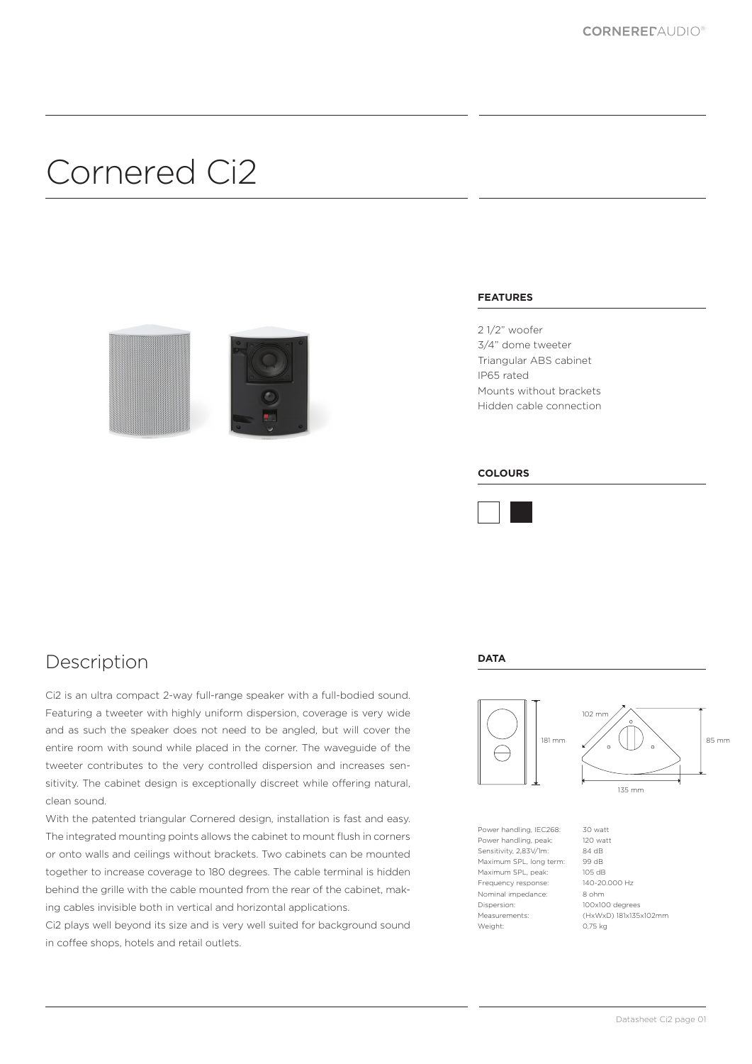# Cornered Ci2

### FEATURES

2 1/2" woofer
3/4" dome tweeter
Triangular ABS cabinet
IP65 rated
Mounts without brackets
Hidden cable connection

### COLOURS

## Description

Ci2 is an ultra compact 2-way full-range speaker with a full-bodied sound. Featuring a tweeter with highly uniform dispersion, coverage is very wide and as such the speaker does not need to be angled, but will cover the entire room with sound while placed in the corner. The waveguide of the tweeter contributes to the very controlled dispersion and increases sensitivity. The cabinet design is exceptionally discreet while offering natural, clean sound.

With the patented triangular Cornered design, installation is fast and easy. The integrated mounting points allows the cabinet to mount flush in corners or onto walls and ceilings without brackets. Two cabinets can be mounted together to increase coverage to 180 degrees. The cable terminal is hidden behind the grille with the cable mounted from the rear of the cabinet, making cables invisible both in vertical and horizontal applications.

Ci2 plays well beyond its size and is very well suited for background sound in coffee shops, hotels and retail outlets.

### DATA

181 mm
102 mm
85 mm
135 mm

| | |
|---|---|
| Power handling, IEC268: | 30 watt |
| Power handling, peak: | 120 watt |
| Sensitivity, 2,83V/1m: | 84 dB |
| Maximum SPL, long term: | 99 dB |
| Maximum SPL, peak: | 105 dB |
| Frequency response: | 140-20.000 Hz |
| Nominal impedance: | 8 ohm |
| Dispersion: | 100x100 degrees |
| Measurements: | (HxWxD) 181x135x102mm |
| Weight: | 0,75 kg |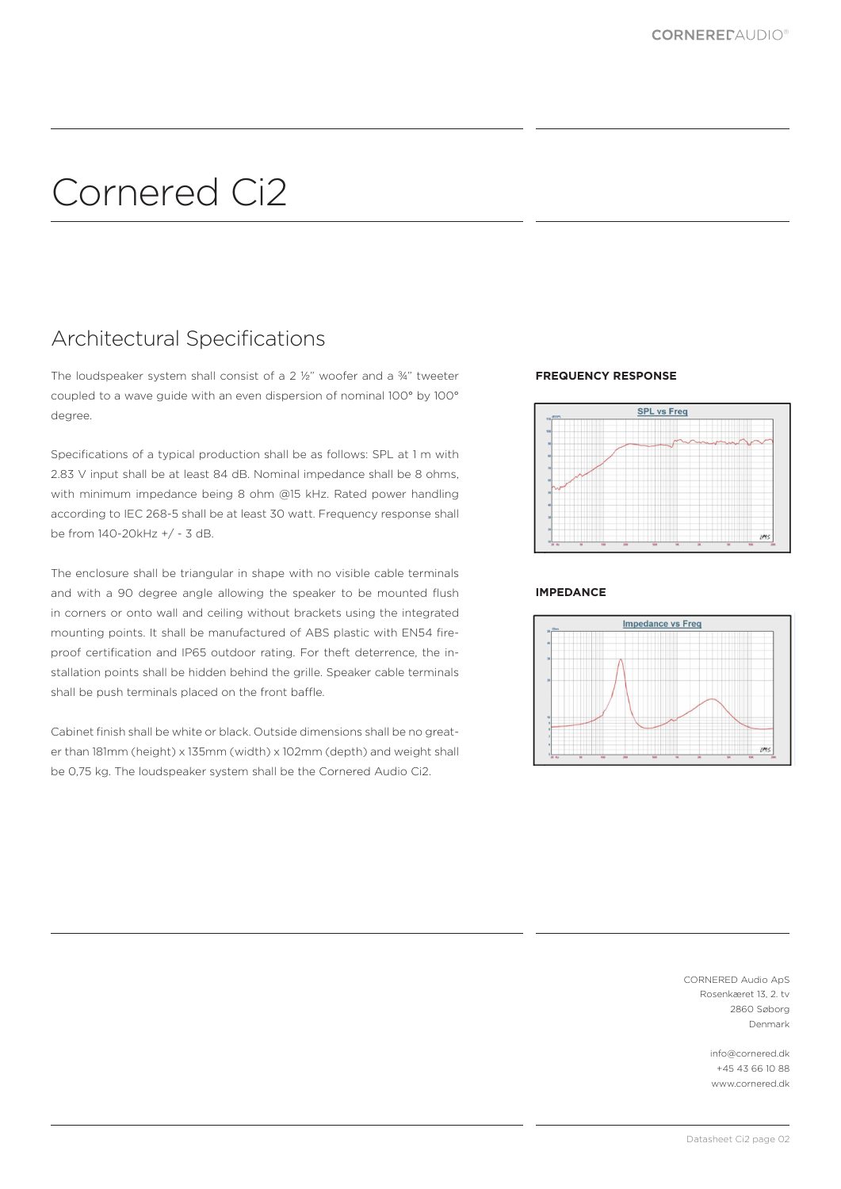# Cornered Ci2

## Architectural Specifications

The loudspeaker system shall consist of a 2 ½" woofer and a ¾" tweeter coupled to a wave guide with an even dispersion of nominal 100° by 100° degree.

Specifications of a typical production shall be as follows: SPL at 1 m with 2.83 V input shall be at least 84 dB. Nominal impedance shall be 8 ohms, with minimum impedance being 8 ohm @15 kHz. Rated power handling according to IEC 268-5 shall be at least 30 watt. Frequency response shall be from 140-20kHz +/ - 3 dB.

The enclosure shall be triangular in shape with no visible cable terminals and with a 90 degree angle allowing the speaker to be mounted flush in corners or onto wall and ceiling without brackets using the integrated mounting points. It shall be manufactured of ABS plastic with EN54 fire-proof certification and IP65 outdoor rating. For theft deterrence, the installation points shall be hidden behind the grille. Speaker cable terminals shall be push terminals placed on the front baffle.

Cabinet finish shall be white or black. Outside dimensions shall be no greater than 181mm (height) x 135mm (width) x 102mm (depth) and weight shall be 0,75 kg. The loudspeaker system shall be the Cornered Audio Ci2.

**FREQUENCY RESPONSE**

SPL vs Freq

**IMPEDANCE**

Impedance vs Freq

CORNERED Audio ApS
Rosenkæret 13, 2. tv
2860 Søborg
Denmark

info@cornered.dk
+45 43 66 10 88
www.cornered.dk